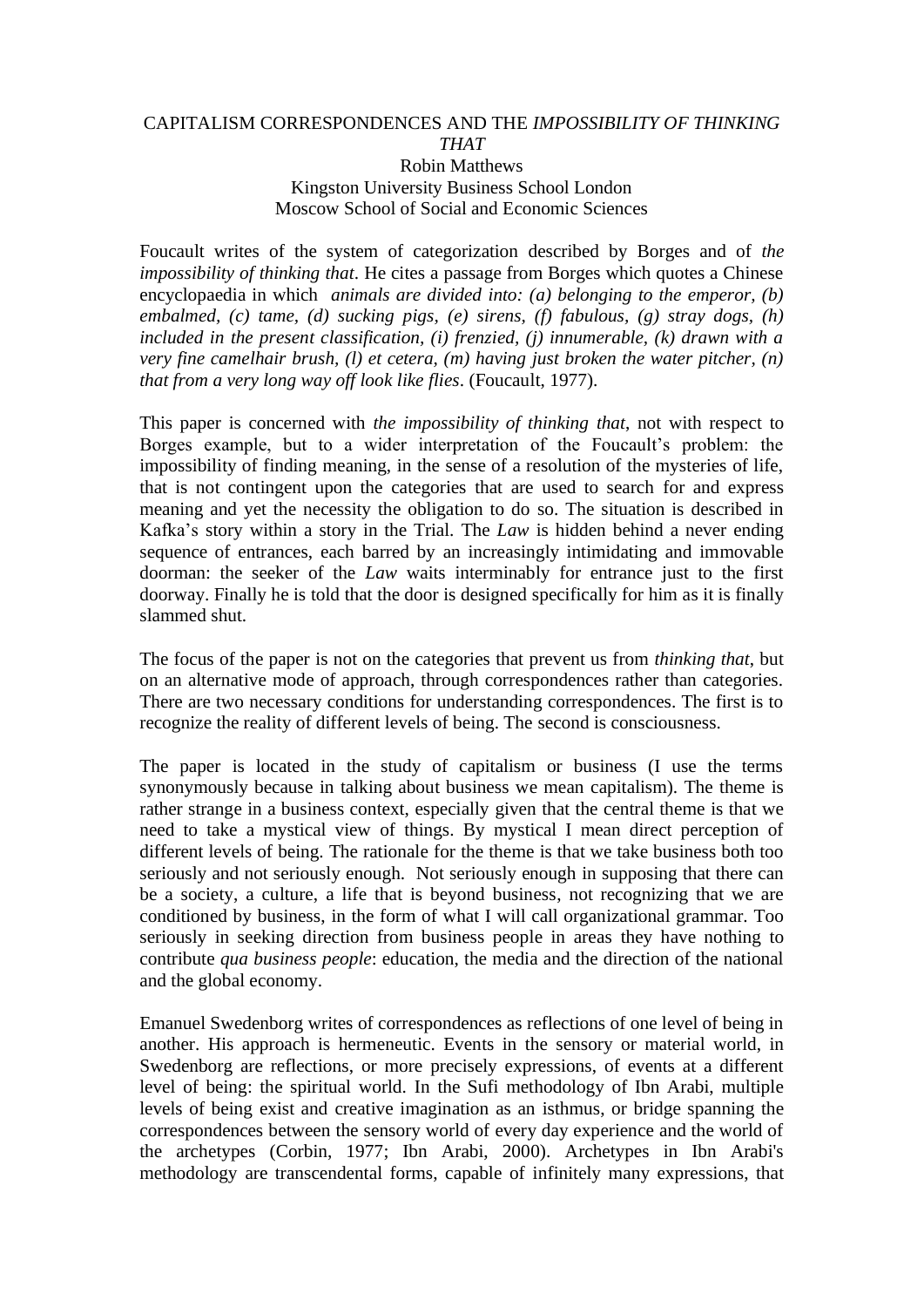# CAPITALISM CORRESPONDENCES AND THE *IMPOSSIBILITY OF THINKING THAT*

Robin Matthews
Kingston University Business School London
Moscow School of Social and Economic Sciences

Foucault writes of the system of categorization described by Borges and of *the impossibility of thinking that*. He cites a passage from Borges which quotes a Chinese encyclopaedia in which *animals are divided into: (a) belonging to the emperor, (b) embalmed, (c) tame, (d) sucking pigs, (e) sirens, (f) fabulous, (g) stray dogs, (h) included in the present classification, (i) frenzied, (j) innumerable, (k) drawn with a very fine camelhair brush, (l) et cetera, (m) having just broken the water pitcher, (n) that from a very long way off look like flies*. (Foucault, 1977).

This paper is concerned with *the impossibility of thinking that*, not with respect to Borges example, but to a wider interpretation of the Foucault's problem: the impossibility of finding meaning, in the sense of a resolution of the mysteries of life, that is not contingent upon the categories that are used to search for and express meaning and yet the necessity the obligation to do so. The situation is described in Kafka's story within a story in the Trial. The *Law* is hidden behind a never ending sequence of entrances, each barred by an increasingly intimidating and immovable doorman: the seeker of the *Law* waits interminably for entrance just to the first doorway. Finally he is told that the door is designed specifically for him as it is finally slammed shut.

The focus of the paper is not on the categories that prevent us from *thinking that*, but on an alternative mode of approach, through correspondences rather than categories. There are two necessary conditions for understanding correspondences. The first is to recognize the reality of different levels of being. The second is consciousness.

The paper is located in the study of capitalism or business (I use the terms synonymously because in talking about business we mean capitalism). The theme is rather strange in a business context, especially given that the central theme is that we need to take a mystical view of things. By mystical I mean direct perception of different levels of being. The rationale for the theme is that we take business both too seriously and not seriously enough. Not seriously enough in supposing that there can be a society, a culture, a life that is beyond business, not recognizing that we are conditioned by business, in the form of what I will call organizational grammar. Too seriously in seeking direction from business people in areas they have nothing to contribute *qua business people*: education, the media and the direction of the national and the global economy.

Emanuel Swedenborg writes of correspondences as reflections of one level of being in another. His approach is hermeneutic. Events in the sensory or material world, in Swedenborg are reflections, or more precisely expressions, of events at a different level of being: the spiritual world. In the Sufi methodology of Ibn Arabi, multiple levels of being exist and creative imagination as an isthmus, or bridge spanning the correspondences between the sensory world of every day experience and the world of the archetypes (Corbin, 1977; Ibn Arabi, 2000). Archetypes in Ibn Arabi's methodology are transcendental forms, capable of infinitely many expressions, that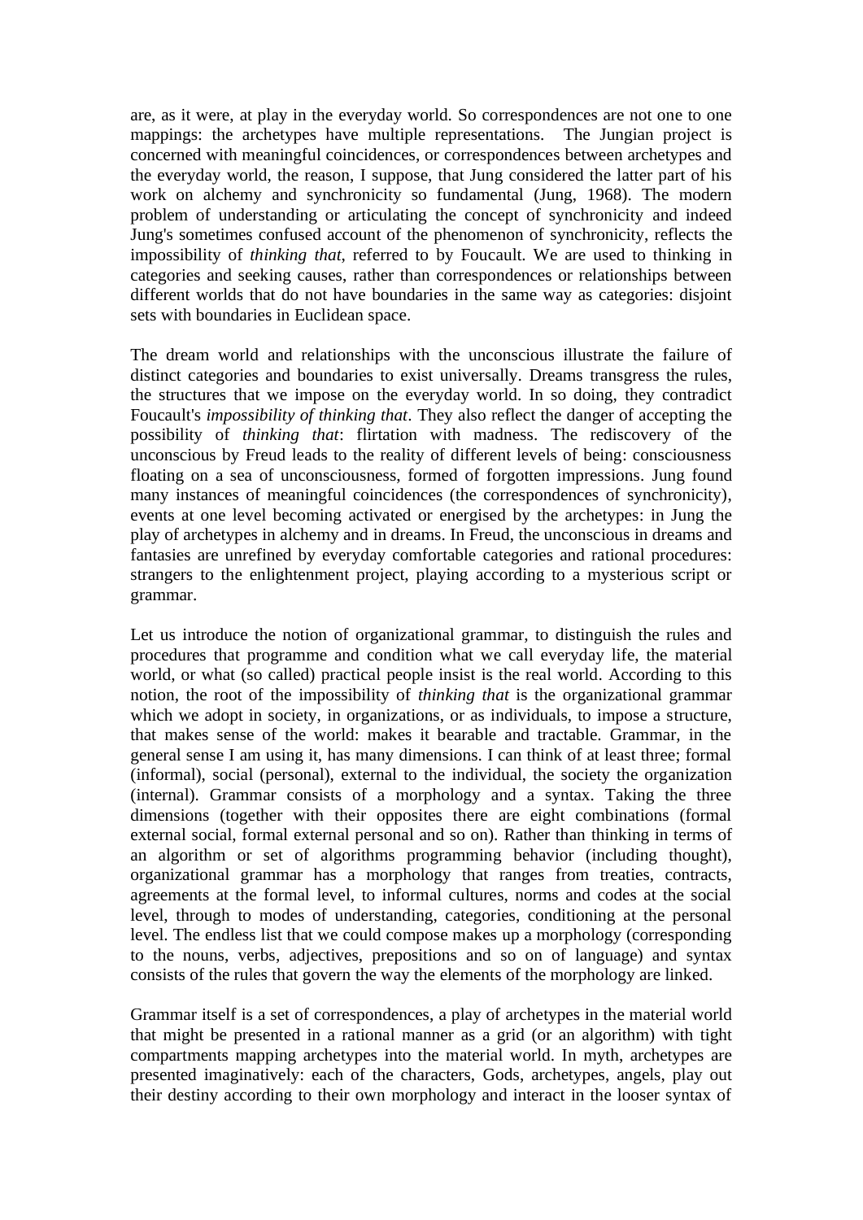are, as it were, at play in the everyday world. So correspondences are not one to one mappings: the archetypes have multiple representations. The Jungian project is concerned with meaningful coincidences, or correspondences between archetypes and the everyday world, the reason, I suppose, that Jung considered the latter part of his work on alchemy and synchronicity so fundamental (Jung, 1968). The modern problem of understanding or articulating the concept of synchronicity and indeed Jung's sometimes confused account of the phenomenon of synchronicity, reflects the impossibility of *thinking that*, referred to by Foucault. We are used to thinking in categories and seeking causes, rather than correspondences or relationships between different worlds that do not have boundaries in the same way as categories: disjoint sets with boundaries in Euclidean space.

The dream world and relationships with the unconscious illustrate the failure of distinct categories and boundaries to exist universally. Dreams transgress the rules, the structures that we impose on the everyday world. In so doing, they contradict Foucault's *impossibility of thinking that*. They also reflect the danger of accepting the possibility of *thinking that*: flirtation with madness. The rediscovery of the unconscious by Freud leads to the reality of different levels of being: consciousness floating on a sea of unconsciousness, formed of forgotten impressions. Jung found many instances of meaningful coincidences (the correspondences of synchronicity), events at one level becoming activated or energised by the archetypes: in Jung the play of archetypes in alchemy and in dreams. In Freud, the unconscious in dreams and fantasies are unrefined by everyday comfortable categories and rational procedures: strangers to the enlightenment project, playing according to a mysterious script or grammar.

Let us introduce the notion of organizational grammar, to distinguish the rules and procedures that programme and condition what we call everyday life, the material world, or what (so called) practical people insist is the real world. According to this notion, the root of the impossibility of *thinking that* is the organizational grammar which we adopt in society, in organizations, or as individuals, to impose a structure, that makes sense of the world: makes it bearable and tractable. Grammar, in the general sense I am using it, has many dimensions. I can think of at least three; formal (informal), social (personal), external to the individual, the society the organization (internal). Grammar consists of a morphology and a syntax. Taking the three dimensions (together with their opposites there are eight combinations (formal external social, formal external personal and so on). Rather than thinking in terms of an algorithm or set of algorithms programming behavior (including thought), organizational grammar has a morphology that ranges from treaties, contracts, agreements at the formal level, to informal cultures, norms and codes at the social level, through to modes of understanding, categories, conditioning at the personal level. The endless list that we could compose makes up a morphology (corresponding to the nouns, verbs, adjectives, prepositions and so on of language) and syntax consists of the rules that govern the way the elements of the morphology are linked.

Grammar itself is a set of correspondences, a play of archetypes in the material world that might be presented in a rational manner as a grid (or an algorithm) with tight compartments mapping archetypes into the material world. In myth, archetypes are presented imaginatively: each of the characters, Gods, archetypes, angels, play out their destiny according to their own morphology and interact in the looser syntax of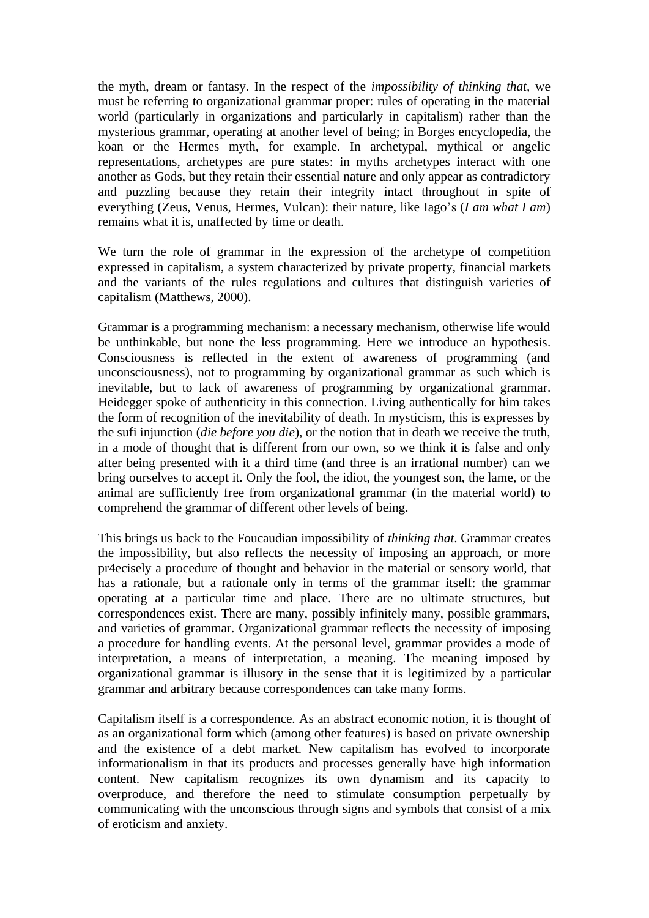the myth, dream or fantasy. In the respect of the *impossibility of thinking that*, we must be referring to organizational grammar proper: rules of operating in the material world (particularly in organizations and particularly in capitalism) rather than the mysterious grammar, operating at another level of being; in Borges encyclopedia, the koan or the Hermes myth, for example. In archetypal, mythical or angelic representations, archetypes are pure states: in myths archetypes interact with one another as Gods, but they retain their essential nature and only appear as contradictory and puzzling because they retain their integrity intact throughout in spite of everything (Zeus, Venus, Hermes, Vulcan): their nature, like Iago's (*I am what I am*) remains what it is, unaffected by time or death.

We turn the role of grammar in the expression of the archetype of competition expressed in capitalism, a system characterized by private property, financial markets and the variants of the rules regulations and cultures that distinguish varieties of capitalism (Matthews, 2000).

Grammar is a programming mechanism: a necessary mechanism, otherwise life would be unthinkable, but none the less programming. Here we introduce an hypothesis. Consciousness is reflected in the extent of awareness of programming (and unconsciousness), not to programming by organizational grammar as such which is inevitable, but to lack of awareness of programming by organizational grammar. Heidegger spoke of authenticity in this connection. Living authentically for him takes the form of recognition of the inevitability of death. In mysticism, this is expresses by the sufi injunction (*die before you die*), or the notion that in death we receive the truth, in a mode of thought that is different from our own, so we think it is false and only after being presented with it a third time (and three is an irrational number) can we bring ourselves to accept it. Only the fool, the idiot, the youngest son, the lame, or the animal are sufficiently free from organizational grammar (in the material world) to comprehend the grammar of different other levels of being.

This brings us back to the Foucaudian impossibility of *thinking that*. Grammar creates the impossibility, but also reflects the necessity of imposing an approach, or more pr4ecisely a procedure of thought and behavior in the material or sensory world, that has a rationale, but a rationale only in terms of the grammar itself: the grammar operating at a particular time and place. There are no ultimate structures, but correspondences exist. There are many, possibly infinitely many, possible grammars, and varieties of grammar. Organizational grammar reflects the necessity of imposing a procedure for handling events. At the personal level, grammar provides a mode of interpretation, a means of interpretation, a meaning. The meaning imposed by organizational grammar is illusory in the sense that it is legitimized by a particular grammar and arbitrary because correspondences can take many forms.

Capitalism itself is a correspondence. As an abstract economic notion, it is thought of as an organizational form which (among other features) is based on private ownership and the existence of a debt market. New capitalism has evolved to incorporate informationalism in that its products and processes generally have high information content. New capitalism recognizes its own dynamism and its capacity to overproduce, and therefore the need to stimulate consumption perpetually by communicating with the unconscious through signs and symbols that consist of a mix of eroticism and anxiety.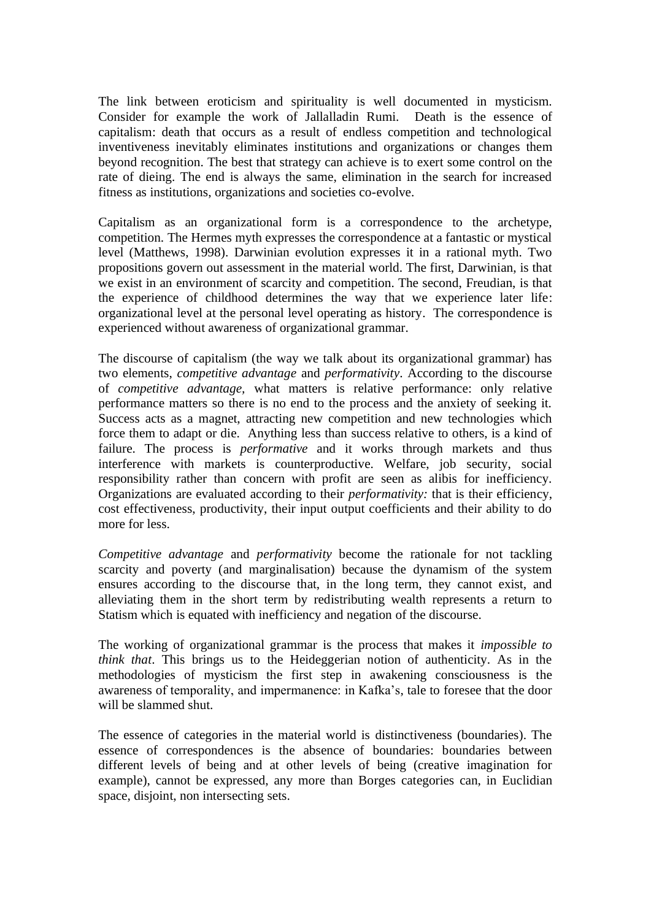The link between eroticism and spirituality is well documented in mysticism. Consider for example the work of Jallalladin Rumi. Death is the essence of capitalism: death that occurs as a result of endless competition and technological inventiveness inevitably eliminates institutions and organizations or changes them beyond recognition. The best that strategy can achieve is to exert some control on the rate of dieing. The end is always the same, elimination in the search for increased fitness as institutions, organizations and societies co-evolve.

Capitalism as an organizational form is a correspondence to the archetype, competition. The Hermes myth expresses the correspondence at a fantastic or mystical level (Matthews, 1998). Darwinian evolution expresses it in a rational myth. Two propositions govern out assessment in the material world. The first, Darwinian, is that we exist in an environment of scarcity and competition. The second, Freudian, is that the experience of childhood determines the way that we experience later life: organizational level at the personal level operating as history. The correspondence is experienced without awareness of organizational grammar.

The discourse of capitalism (the way we talk about its organizational grammar) has two elements, *competitive advantage* and *performativity*. According to the discourse of *competitive advantage,* what matters is relative performance: only relative performance matters so there is no end to the process and the anxiety of seeking it. Success acts as a magnet, attracting new competition and new technologies which force them to adapt or die. Anything less than success relative to others, is a kind of failure. The process is *performative* and it works through markets and thus interference with markets is counterproductive. Welfare, job security, social responsibility rather than concern with profit are seen as alibis for inefficiency. Organizations are evaluated according to their *performativity:* that is their efficiency, cost effectiveness, productivity, their input output coefficients and their ability to do more for less.

*Competitive advantage* and *performativity* become the rationale for not tackling scarcity and poverty (and marginalisation) because the dynamism of the system ensures according to the discourse that, in the long term, they cannot exist, and alleviating them in the short term by redistributing wealth represents a return to Statism which is equated with inefficiency and negation of the discourse.

The working of organizational grammar is the process that makes it *impossible to think that*. This brings us to the Heideggerian notion of authenticity. As in the methodologies of mysticism the first step in awakening consciousness is the awareness of temporality, and impermanence: in Kafka's, tale to foresee that the door will be slammed shut.

The essence of categories in the material world is distinctiveness (boundaries). The essence of correspondences is the absence of boundaries: boundaries between different levels of being and at other levels of being (creative imagination for example), cannot be expressed, any more than Borges categories can, in Euclidian space, disjoint, non intersecting sets.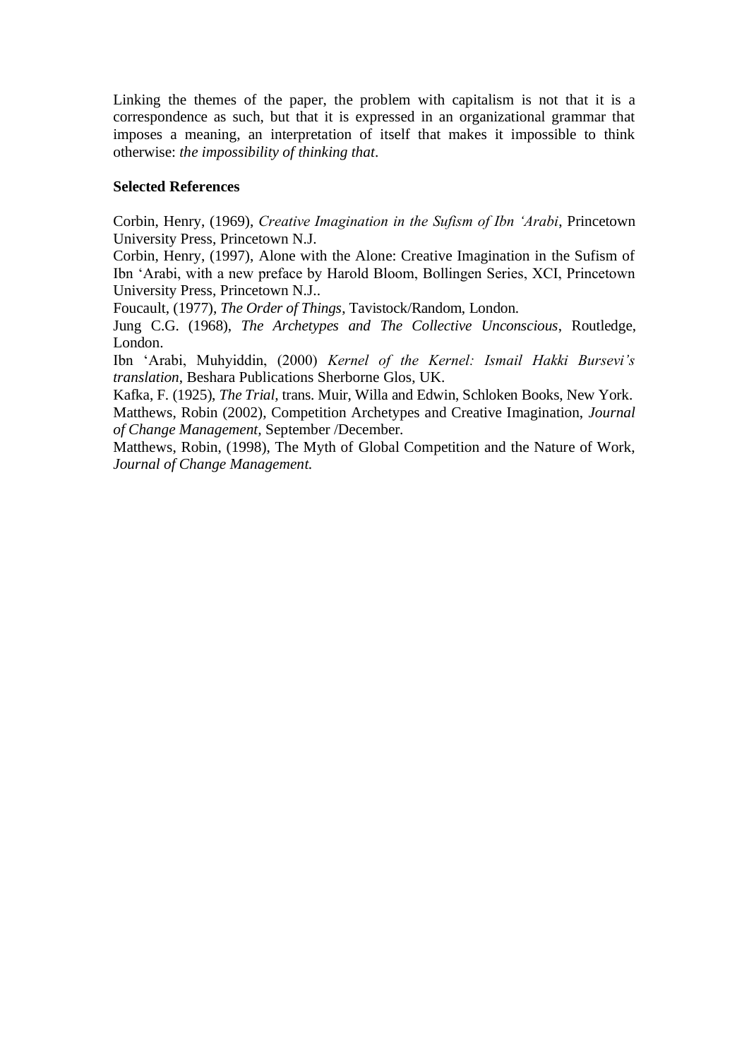Linking the themes of the paper, the problem with capitalism is not that it is a correspondence as such, but that it is expressed in an organizational grammar that imposes a meaning, an interpretation of itself that makes it impossible to think otherwise: *the impossibility of thinking that*.

**Selected References**

Corbin, Henry, (1969), *Creative Imagination in the Sufism of Ibn 'Arabi*, Princetown University Press, Princetown N.J.

Corbin, Henry, (1997), Alone with the Alone: Creative Imagination in the Sufism of Ibn 'Arabi, with a new preface by Harold Bloom, Bollingen Series, XCI, Princetown University Press, Princetown N.J..

Foucault, (1977), *The Order of Things*, Tavistock/Random, London.

Jung C.G. (1968), *The Archetypes and The Collective Unconscious*, Routledge, London.

Ibn 'Arabi, Muhyiddin, (2000) *Kernel of the Kernel: Ismail Hakki Bursevi's translation*, Beshara Publications Sherborne Glos, UK.

Kafka, F. (1925), *The Trial*, trans. Muir, Willa and Edwin, Schloken Books, New York.

Matthews, Robin (2002), Competition Archetypes and Creative Imagination, *Journal of Change Management*, September /December.

Matthews, Robin, (1998), The Myth of Global Competition and the Nature of Work, *Journal of Change Management.*